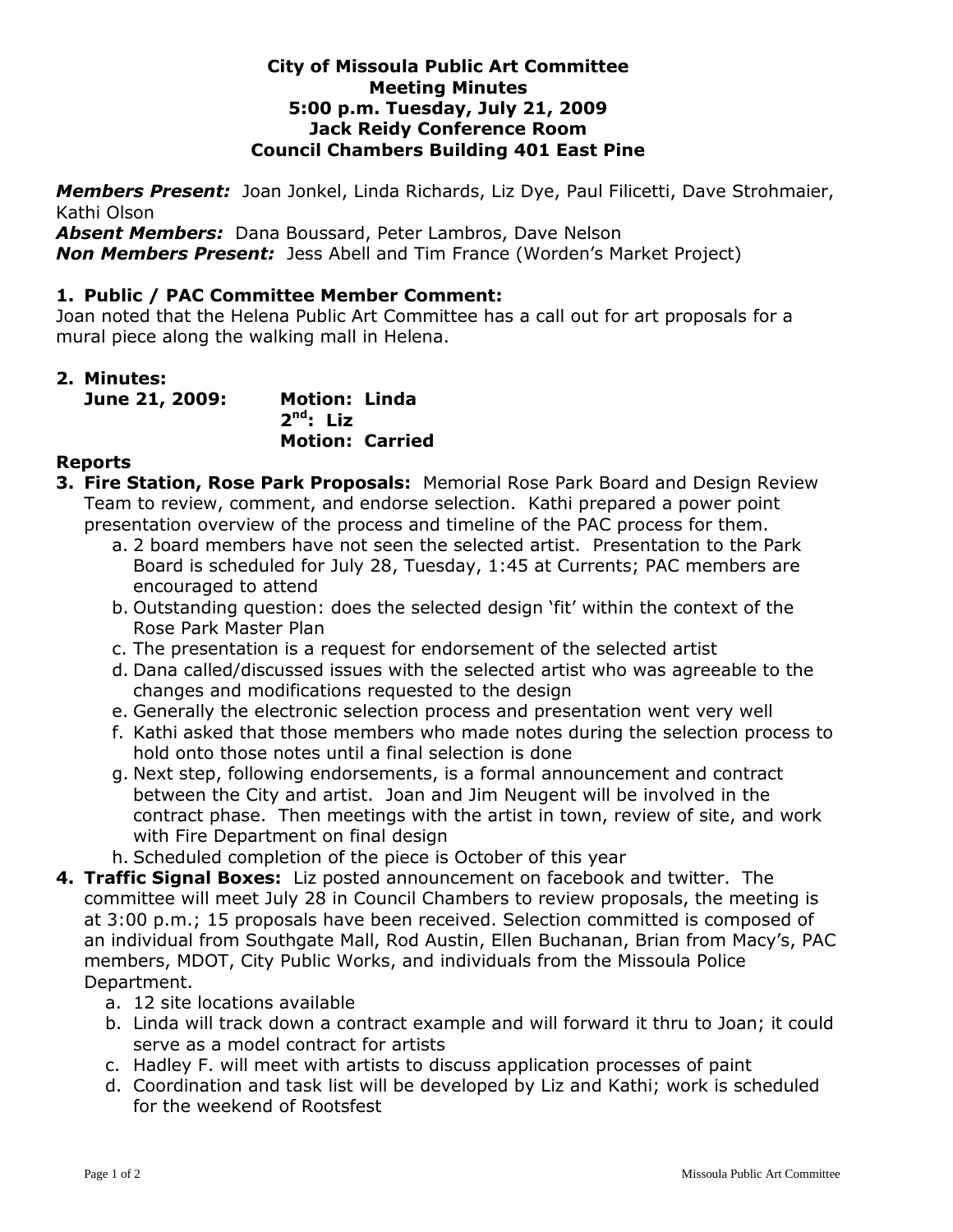**City of Missoula Public Art Committee**
**Meeting Minutes**
**5:00 p.m. Tuesday, July 21, 2009**
**Jack Reidy Conference Room**
**Council Chambers Building 401 East Pine**

***Members Present:*** Joan Jonkel, Linda Richards, Liz Dye, Paul Filicetti, Dave Strohmaier, Kathi Olson
***Absent Members:*** Dana Boussard, Peter Lambros, Dave Nelson
***Non Members Present:*** Jess Abell and Tim France (Worden's Market Project)

## 1. Public / PAC Committee Member Comment:

Joan noted that the Helena Public Art Committee has a call out for art proposals for a mural piece along the walking mall in Helena.

## 2. Minutes:

**June 21, 2009:** **Motion: Linda**
**2nd: Liz**
**Motion: Carried**

## Reports

**3. Fire Station, Rose Park Proposals:** Memorial Rose Park Board and Design Review Team to review, comment, and endorse selection. Kathi prepared a power point presentation overview of the process and timeline of the PAC process for them.

a. 2 board members have not seen the selected artist. Presentation to the Park Board is scheduled for July 28, Tuesday, 1:45 at Currents; PAC members are encouraged to attend
b. Outstanding question: does the selected design 'fit' within the context of the Rose Park Master Plan
c. The presentation is a request for endorsement of the selected artist
d. Dana called/discussed issues with the selected artist who was agreeable to the changes and modifications requested to the design
e. Generally the electronic selection process and presentation went very well
f. Kathi asked that those members who made notes during the selection process to hold onto those notes until a final selection is done
g. Next step, following endorsements, is a formal announcement and contract between the City and artist. Joan and Jim Neugent will be involved in the contract phase. Then meetings with the artist in town, review of site, and work with Fire Department on final design
h. Scheduled completion of the piece is October of this year

**4. Traffic Signal Boxes:** Liz posted announcement on facebook and twitter. The committee will meet July 28 in Council Chambers to review proposals, the meeting is at 3:00 p.m.; 15 proposals have been received. Selection committed is composed of an individual from Southgate Mall, Rod Austin, Ellen Buchanan, Brian from Macy's, PAC members, MDOT, City Public Works, and individuals from the Missoula Police Department.

a. 12 site locations available
b. Linda will track down a contract example and will forward it thru to Joan; it could serve as a model contract for artists
c. Hadley F. will meet with artists to discuss application processes of paint
d. Coordination and task list will be developed by Liz and Kathi; work is scheduled for the weekend of Rootsfest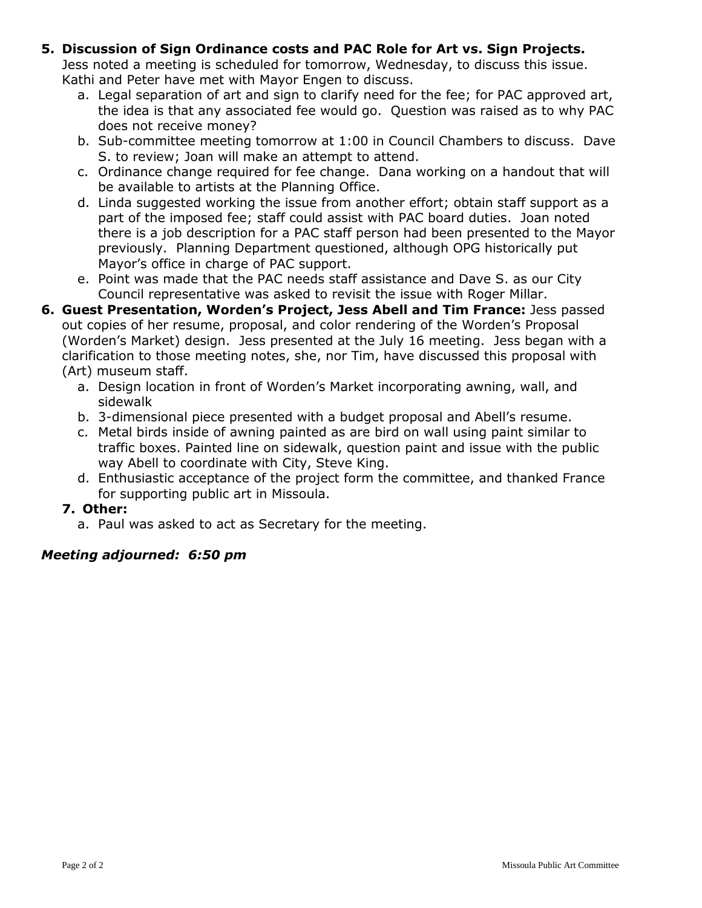5. **Discussion of Sign Ordinance costs and PAC Role for Art vs. Sign Projects.** Jess noted a meeting is scheduled for tomorrow, Wednesday, to discuss this issue. Kathi and Peter have met with Mayor Engen to discuss.
   a. Legal separation of art and sign to clarify need for the fee; for PAC approved art, the idea is that any associated fee would go. Question was raised as to why PAC does not receive money?
   b. Sub-committee meeting tomorrow at 1:00 in Council Chambers to discuss. Dave S. to review; Joan will make an attempt to attend.
   c. Ordinance change required for fee change. Dana working on a handout that will be available to artists at the Planning Office.
   d. Linda suggested working the issue from another effort; obtain staff support as a part of the imposed fee; staff could assist with PAC board duties. Joan noted there is a job description for a PAC staff person had been presented to the Mayor previously. Planning Department questioned, although OPG historically put Mayor's office in charge of PAC support.
   e. Point was made that the PAC needs staff assistance and Dave S. as our City Council representative was asked to revisit the issue with Roger Millar.
6. **Guest Presentation, Worden's Project, Jess Abell and Tim France:** Jess passed out copies of her resume, proposal, and color rendering of the Worden's Proposal (Worden's Market) design. Jess presented at the July 16 meeting. Jess began with a clarification to those meeting notes, she, nor Tim, have discussed this proposal with (Art) museum staff.
   a. Design location in front of Worden's Market incorporating awning, wall, and sidewalk
   b. 3-dimensional piece presented with a budget proposal and Abell's resume.
   c. Metal birds inside of awning painted as are bird on wall using paint similar to traffic boxes. Painted line on sidewalk, question paint and issue with the public way Abell to coordinate with City, Steve King.
   d. Enthusiastic acceptance of the project form the committee, and thanked France for supporting public art in Missoula.
7. **Other:**
   a. Paul was asked to act as Secretary for the meeting.

***Meeting adjourned: 6:50 pm***